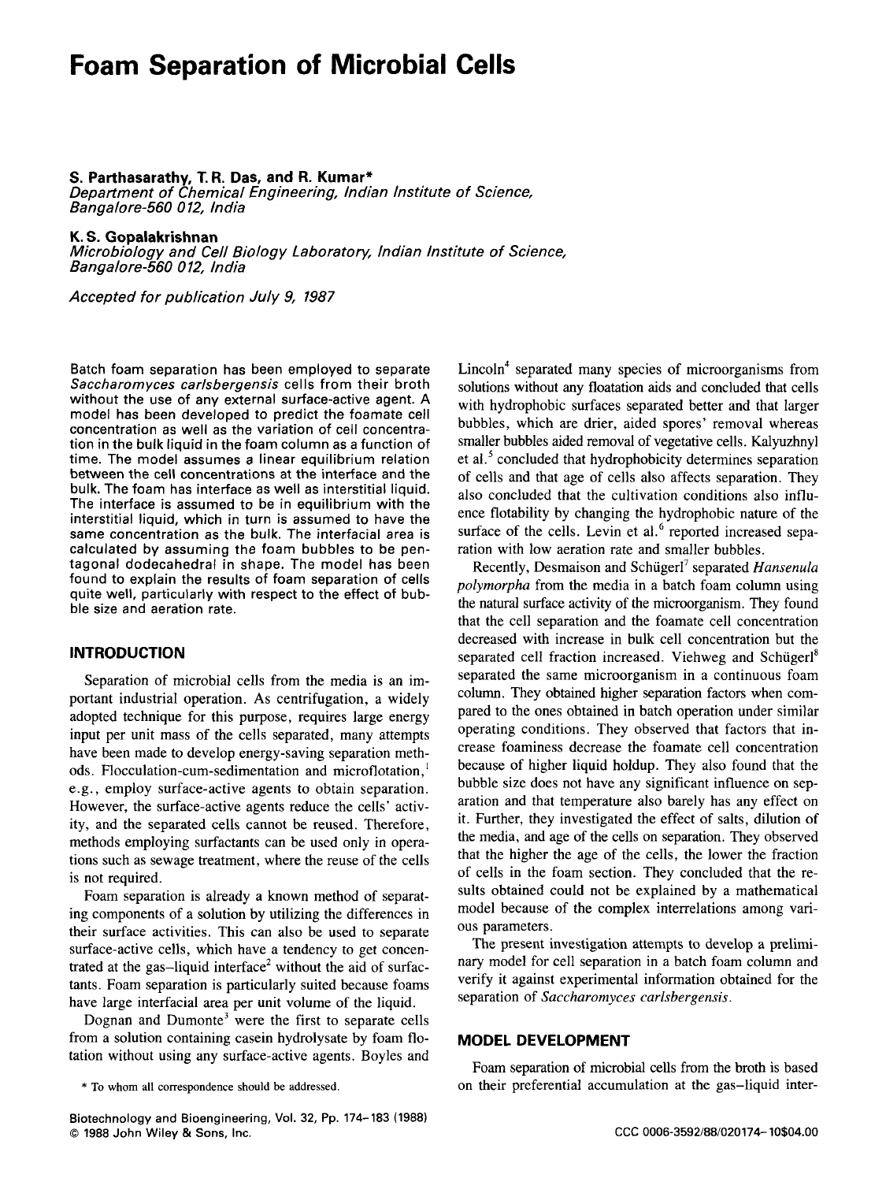# Foam Separation of Microbial Cells

**S. Parthasarathy, T. R. Das, and R. Kumar***
*Department of Chemical Engineering, Indian Institute of Science, Bangalore-560 012, India*

**K. S. Gopalakrishnan**
*Microbiology and Cell Biology Laboratory, Indian Institute of Science, Bangalore-560 012, India*

*Accepted for publication July 9, 1987*

Batch foam separation has been employed to separate *Saccharomyces carlsbergensis* cells from their broth without the use of any external surface-active agent. A model has been developed to predict the foamate cell concentration as well as the variation of cell concentration in the bulk liquid in the foam column as a function of time. The model assumes a linear equilibrium relation between the cell concentrations at the interface and the bulk. The foam has interface as well as interstitial liquid. The interface is assumed to be in equilibrium with the interstitial liquid, which in turn is assumed to have the same concentration as the bulk. The interfacial area is calculated by assuming the foam bubbles to be pentagonal dodecahedral in shape. The model has been found to explain the results of foam separation of cells quite well, particularly with respect to the effect of bubble size and aeration rate.

## INTRODUCTION

Separation of microbial cells from the media is an important industrial operation. As centrifugation, a widely adopted technique for this purpose, requires large energy input per unit mass of the cells separated, many attempts have been made to develop energy-saving separation methods. Flocculation-cum-sedimentation and microflotation,[1] e.g., employ surface-active agents to obtain separation. However, the surface-active agents reduce the cells' activity, and the separated cells cannot be reused. Therefore, methods employing surfactants can be used only in operations such as sewage treatment, where the reuse of the cells is not required.

Foam separation is already a known method of separating components of a solution by utilizing the differences in their surface activities. This can also be used to separate surface-active cells, which have a tendency to get concentrated at the gas–liquid interface[2] without the aid of surfactants. Foam separation is particularly suited because foams have large interfacial area per unit volume of the liquid.

Dognan and Dumonte[3] were the first to separate cells from a solution containing casein hydrolysate by foam flotation without using any surface-active agents. Boyles and Lincoln[4] separated many species of microorganisms from solutions without any floatation aids and concluded that cells with hydrophobic surfaces separated better and that larger bubbles, which are drier, aided spores' removal whereas smaller bubbles aided removal of vegetative cells. Kalyuzhnyl et al.[5] concluded that hydrophobicity determines separation of cells and that age of cells also affects separation. They also concluded that the cultivation conditions also influence flotability by changing the hydrophobic nature of the surface of the cells. Levin et al.[6] reported increased separation with low aeration rate and smaller bubbles.

Recently, Desmaison and Schügerl[7] separated *Hansenula polymorpha* from the media in a batch foam column using the natural surface activity of the microorganism. They found that the cell separation and the foamate cell concentration decreased with increase in bulk cell concentration but the separated cell fraction increased. Viehweg and Schügerl[8] separated the same microorganism in a continuous foam column. They obtained higher separation factors when compared to the ones obtained in batch operation under similar operating conditions. They observed that factors that increase foaminess decrease the foamate cell concentration because of higher liquid holdup. They also found that the bubble size does not have any significant influence on separation and that temperature also barely has any effect on it. Further, they investigated the effect of salts, dilution of the media, and age of the cells on separation. They observed that the higher the age of the cells, the lower the fraction of cells in the foam section. They concluded that the results obtained could not be explained by a mathematical model because of the complex interrelations among various parameters.

The present investigation attempts to develop a preliminary model for cell separation in a batch foam column and verify it against experimental information obtained for the separation of *Saccharomyces carlsbergensis*.

## MODEL DEVELOPMENT

Foam separation of microbial cells from the broth is based on their preferential accumulation at the gas–liquid inter-

\* To whom all correspondence should be addressed.

Biotechnology and Bioengineering, Vol. 32, Pp. 174–183 (1988)
© 1988 John Wiley & Sons, Inc. CCC 0006-3592/88/020174-10$04.00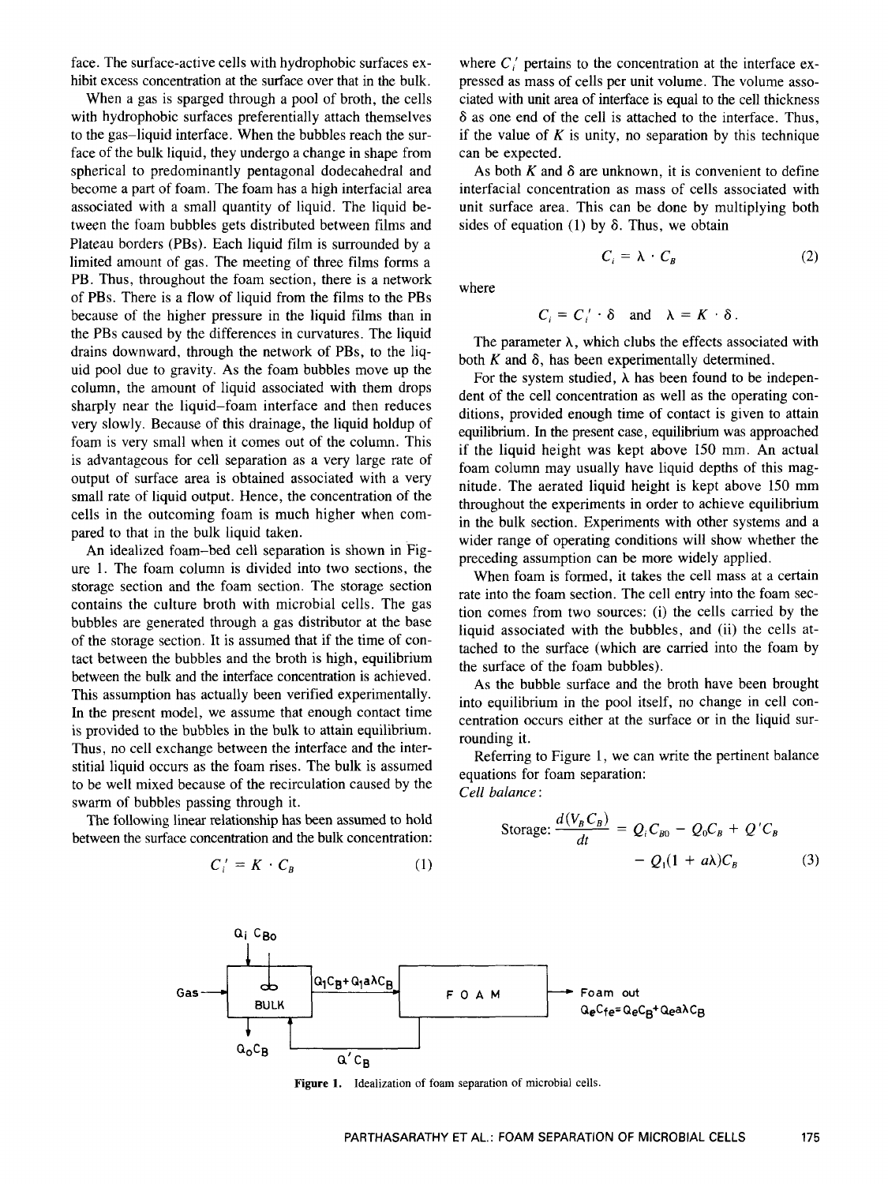face. The surface-active cells with hydrophobic surfaces exhibit excess concentration at the surface over that in the bulk.

When a gas is sparged through a pool of broth, the cells with hydrophobic surfaces preferentially attach themselves to the gas–liquid interface. When the bubbles reach the surface of the bulk liquid, they undergo a change in shape from spherical to predominantly pentagonal dodecahedral and become a part of foam. The foam has a high interfacial area associated with a small quantity of liquid. The liquid between the foam bubbles gets distributed between films and Plateau borders (PBs). Each liquid film is surrounded by a limited amount of gas. The meeting of three films forms a PB. Thus, throughout the foam section, there is a network of PBs. There is a flow of liquid from the films to the PBs because of the higher pressure in the liquid films than in the PBs caused by the differences in curvatures. The liquid drains downward, through the network of PBs, to the liquid pool due to gravity. As the foam bubbles move up the column, the amount of liquid associated with them drops sharply near the liquid–foam interface and then reduces very slowly. Because of this drainage, the liquid holdup of foam is very small when it comes out of the column. This is advantageous for cell separation as a very large rate of output of surface area is obtained associated with a very small rate of liquid output. Hence, the concentration of the cells in the outcoming foam is much higher when compared to that in the bulk liquid taken.

An idealized foam–bed cell separation is shown in Figure 1. The foam column is divided into two sections, the storage section and the foam section. The storage section contains the culture broth with microbial cells. The gas bubbles are generated through a gas distributor at the base of the storage section. It is assumed that if the time of contact between the bubbles and the broth is high, equilibrium between the bulk and the interface concentration is achieved. This assumption has actually been verified experimentally. In the present model, we assume that enough contact time is provided to the bubbles in the bulk to attain equilibrium. Thus, no cell exchange between the interface and the interstitial liquid occurs as the foam rises. The bulk is assumed to be well mixed because of the recirculation caused by the swarm of bubbles passing through it.

The following linear relationship has been assumed to hold between the surface concentration and the bulk concentration:

$$C_i' = K \cdot C_B \tag{1}$$

where $C_i'$ pertains to the concentration at the interface expressed as mass of cells per unit volume. The volume associated with unit area of interface is equal to the cell thickness $\delta$ as one end of the cell is attached to the interface. Thus, if the value of $K$ is unity, no separation by this technique can be expected.

As both $K$ and $\delta$ are unknown, it is convenient to define interfacial concentration as mass of cells associated with unit surface area. This can be done by multiplying both sides of equation (1) by $\delta$. Thus, we obtain

$$C_i = \lambda \cdot C_B \tag{2}$$

where

$$C_i = C_i' \cdot \delta \quad \text{and} \quad \lambda = K \cdot \delta .$$

The parameter $\lambda$, which clubs the effects associated with both $K$ and $\delta$, has been experimentally determined.

For the system studied, $\lambda$ has been found to be independent of the cell concentration as well as the operating conditions, provided enough time of contact is given to attain equilibrium. In the present case, equilibrium was approached if the liquid height was kept above 150 mm. An actual foam column may usually have liquid depths of this magnitude. The aerated liquid height is kept above 150 mm throughout the experiments in order to achieve equilibrium in the bulk section. Experiments with other systems and a wider range of operating conditions will show whether the preceding assumption can be more widely applied.

When foam is formed, it takes the cell mass at a certain rate into the foam section. The cell entry into the foam section comes from two sources: (i) the cells carried by the liquid associated with the bubbles, and (ii) the cells attached to the surface (which are carried into the foam by the surface of the foam bubbles).

As the bubble surface and the broth have been brought into equilibrium in the pool itself, no change in cell concentration occurs either at the surface or in the liquid surrounding it.

Referring to Figure 1, we can write the pertinent balance equations for foam separation:

*Cell balance*:

$$\text{Storage: } \frac{d(V_B C_B)}{dt} = Q_i C_{B0} - Q_0 C_B + Q' C_B - Q_1(1 + a\lambda)C_B \tag{3}$$

Gas
$Q_i\, C_{Bo}$
BULK
$Q_1C_B + Q_1a\lambda C_B$
FOAM
Foam out
$Q_eC_{fe} = Q_eC_B + Q_ea\lambda C_B$
$Q_oC_B$
$Q'C_B$

**Figure 1.** Idealization of foam separation of microbial cells.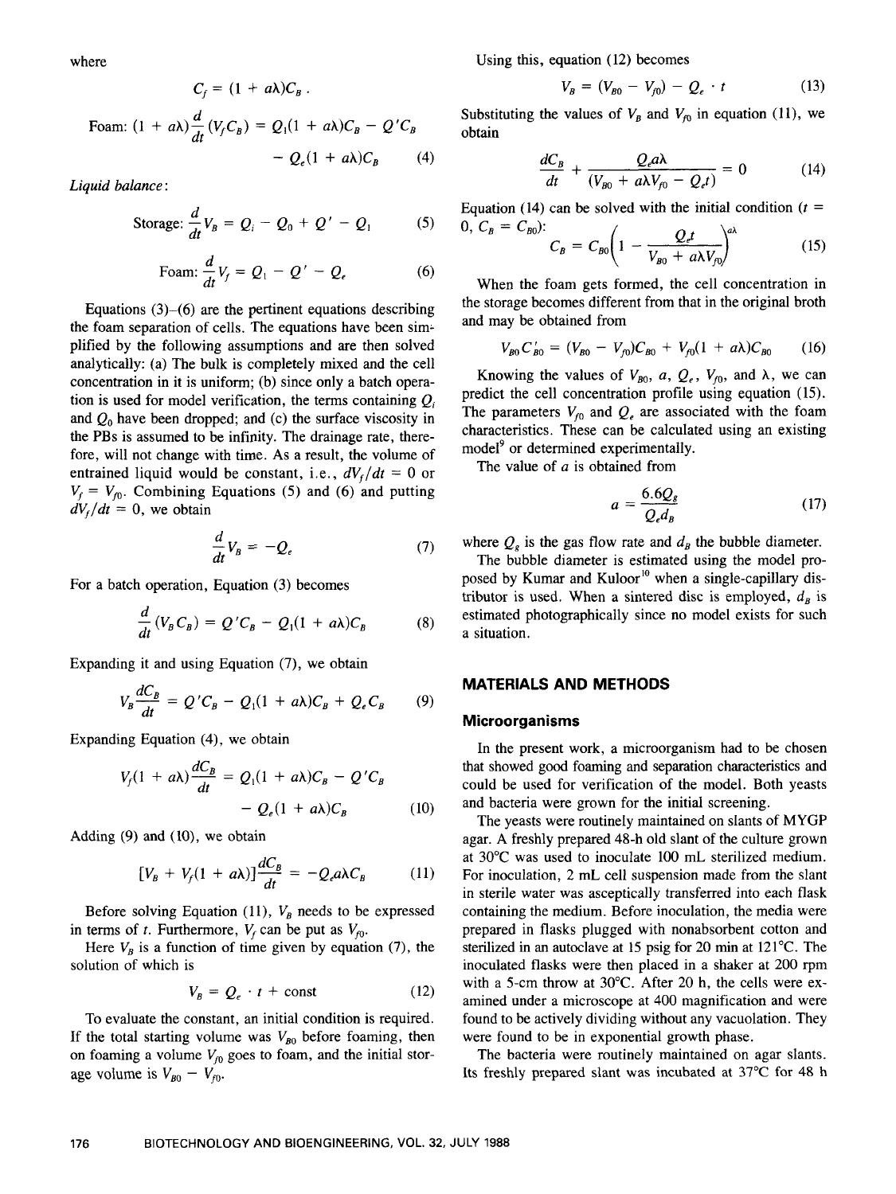where

$$C_f = (1 + a\lambda)C_B \, .$$

$$\text{Foam: } (1 + a\lambda)\frac{d}{dt}(V_f C_B) = Q_1(1 + a\lambda)C_B - Q'C_B - Q_e(1 + a\lambda)C_B \quad (4)$$

*Liquid balance*:

$$\text{Storage: } \frac{d}{dt}V_B = Q_i - Q_0 + Q' - Q_1 \quad (5)$$

$$\text{Foam: } \frac{d}{dt}V_f = Q_1 - Q' - Q_e \quad (6)$$

Equations (3)–(6) are the pertinent equations describing the foam separation of cells. The equations have been simplified by the following assumptions and are then solved analytically: (a) The bulk is completely mixed and the cell concentration in it is uniform; (b) since only a batch operation is used for model verification, the terms containing $Q_i$ and $Q_0$ have been dropped; and (c) the surface viscosity in the PBs is assumed to be infinity. The drainage rate, therefore, will not change with time. As a result, the volume of entrained liquid would be constant, i.e., $dV_f/dt = 0$ or $V_f = V_{f0}$. Combining Equations (5) and (6) and putting $dV_f/dt = 0$, we obtain

$$\frac{d}{dt}V_B = -Q_e \quad (7)$$

For a batch operation, Equation (3) becomes

$$\frac{d}{dt}(V_B C_B) = Q'C_B - Q_1(1 + a\lambda)C_B \quad (8)$$

Expanding it and using Equation (7), we obtain

$$V_B\frac{dC_B}{dt} = Q'C_B - Q_1(1 + a\lambda)C_B + Q_e C_B \quad (9)$$

Expanding Equation (4), we obtain

$$V_f(1 + a\lambda)\frac{dC_B}{dt} = Q_1(1 + a\lambda)C_B - Q'C_B - Q_e(1 + a\lambda)C_B \quad (10)$$

Adding (9) and (10), we obtain

$$[V_B + V_f(1 + a\lambda)]\frac{dC_B}{dt} = -Q_e a\lambda C_B \quad (11)$$

Before solving Equation (11), $V_B$ needs to be expressed in terms of $t$. Furthermore, $V_f$ can be put as $V_{f0}$.

Here $V_B$ is a function of time given by equation (7), the solution of which is

$$V_B = Q_e \cdot t + \text{const} \quad (12)$$

To evaluate the constant, an initial condition is required. If the total starting volume was $V_{B0}$ before foaming, then on foaming a volume $V_{f0}$ goes to foam, and the initial storage volume is $V_{B0} - V_{f0}$.

Using this, equation (12) becomes

$$V_B = (V_{B0} - V_{f0}) - Q_e \cdot t \quad (13)$$

Substituting the values of $V_B$ and $V_{f0}$ in equation (11), we obtain

$$\frac{dC_B}{dt} + \frac{Q_e a\lambda}{(V_{B0} + a\lambda V_{f0} - Q_e t)} = 0 \quad (14)$$

Equation (14) can be solved with the initial condition ($t = 0$, $C_B = C_{B0}$):

$$C_B = C_{B0}\left(1 - \frac{Q_e t}{V_{B0} + a\lambda V_{f0}}\right)^{a\lambda} \quad (15)$$

When the foam gets formed, the cell concentration in the storage becomes different from that in the original broth and may be obtained from

$$V_{B0}C'_{B0} = (V_{B0} - V_{f0})C_{B0} + V_{f0}(1 + a\lambda)C_{B0} \quad (16)$$

Knowing the values of $V_{B0}$, $a$, $Q_e$, $V_{f0}$, and $\lambda$, we can predict the cell concentration profile using equation (15). The parameters $V_{f0}$ and $Q_e$ are associated with the foam characteristics. These can be calculated using an existing model[9] or determined experimentally.

The value of $a$ is obtained from

$$a = \frac{6.6Q_g}{Q_e d_B} \quad (17)$$

where $Q_g$ is the gas flow rate and $d_B$ the bubble diameter.

The bubble diameter is estimated using the model proposed by Kumar and Kuloor[10] when a single-capillary distributor is used. When a sintered disc is employed, $d_B$ is estimated photographically since no model exists for such a situation.

## MATERIALS AND METHODS

### Microorganisms

In the present work, a microorganism had to be chosen that showed good foaming and separation characteristics and could be used for verification of the model. Both yeasts and bacteria were grown for the initial screening.

The yeasts were routinely maintained on slants of MYGP agar. A freshly prepared 48-h old slant of the culture grown at 30°C was used to inoculate 100 mL sterilized medium. For inoculation, 2 mL cell suspension made from the slant in sterile water was asceptically transferred into each flask containing the medium. Before inoculation, the media were prepared in flasks plugged with nonabsorbent cotton and sterilized in an autoclave at 15 psig for 20 min at 121°C. The inoculated flasks were then placed in a shaker at 200 rpm with a 5-cm throw at 30°C. After 20 h, the cells were examined under a microscope at 400 magnification and were found to be actively dividing without any vacuolation. They were found to be in exponential growth phase.

The bacteria were routinely maintained on agar slants. Its freshly prepared slant was incubated at 37°C for 48 h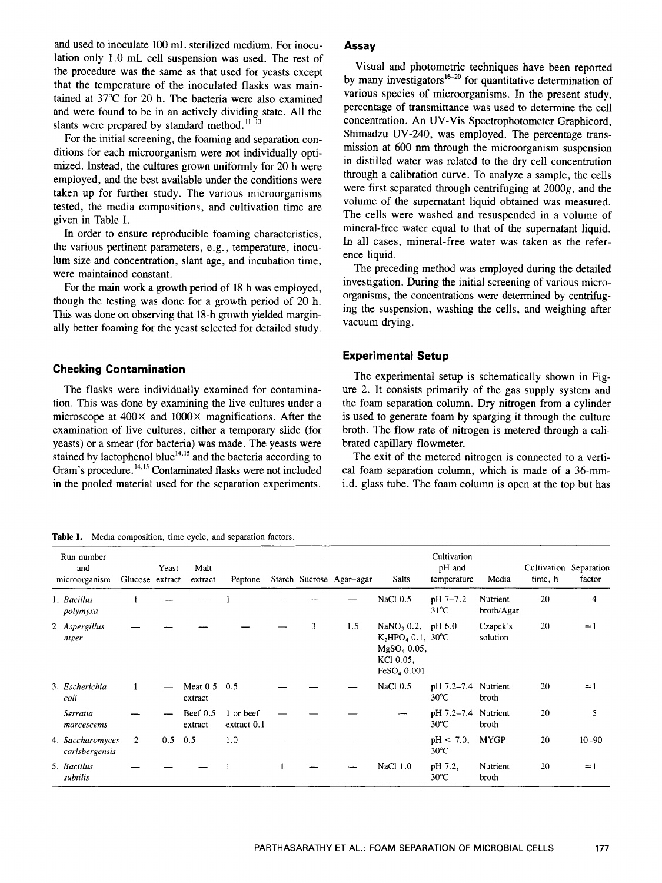and used to inoculate 100 mL sterilized medium. For inoculation only 1.0 mL cell suspension was used. The rest of the procedure was the same as that used for yeasts except that the temperature of the inoculated flasks was maintained at 37°C for 20 h. The bacteria were also examined and were found to be in an actively dividing state. All the slants were prepared by standard method.[11-13]

For the initial screening, the foaming and separation conditions for each microorganism were not individually optimized. Instead, the cultures grown uniformly for 20 h were employed, and the best available under the conditions were taken up for further study. The various microorganisms tested, the media compositions, and cultivation time are given in Table I.

In order to ensure reproducible foaming characteristics, the various pertinent parameters, e.g., temperature, inoculum size and concentration, slant age, and incubation time, were maintained constant.

For the main work a growth period of 18 h was employed, though the testing was done for a growth period of 20 h. This was done on observing that 18-h growth yielded marginally better foaming for the yeast selected for detailed study.

### Checking Contamination

The flasks were individually examined for contamination. This was done by examining the live cultures under a microscope at 400× and 1000× magnifications. After the examination of live cultures, either a temporary slide (for yeasts) or a smear (for bacteria) was made. The yeasts were stained by lactophenol blue[14,15] and the bacteria according to Gram's procedure.[14,15] Contaminated flasks were not included in the pooled material used for the separation experiments.

### Assay

Visual and photometric techniques have been reported by many investigators[16-20] for quantitative determination of various species of microorganisms. In the present study, percentage of transmittance was used to determine the cell concentration. An UV-Vis Spectrophotometer Graphicord, Shimadzu UV-240, was employed. The percentage transmission at 600 nm through the microorganism suspension in distilled water was related to the dry-cell concentration through a calibration curve. To analyze a sample, the cells were first separated through centrifuging at 2000$g$, and the volume of the supernatant liquid obtained was measured. The cells were washed and resuspended in a volume of mineral-free water equal to that of the supernatant liquid. In all cases, mineral-free water was taken as the reference liquid.

The preceding method was employed during the detailed investigation. During the initial screening of various microorganisms, the concentrations were determined by centrifuging the suspension, washing the cells, and weighing after vacuum drying.

### Experimental Setup

The experimental setup is schematically shown in Figure 2. It consists primarily of the gas supply system and the foam separation column. Dry nitrogen from a cylinder is used to generate foam by sparging it through the culture broth. The flow rate of nitrogen is metered through a calibrated capillary flowmeter.

The exit of the metered nitrogen is connected to a vertical foam separation column, which is made of a 36-mm-i.d. glass tube. The foam column is open at the top but has

**Table I.** Media composition, time cycle, and separation factors.

| Run number and microorganism | Glucose | Yeast extract | Malt extract | Peptone | Starch | Sucrose | Agar–agar | Salts | Cultivation pH and temperature | Media | Cultivation time, h | Separation factor |
|---|---|---|---|---|---|---|---|---|---|---|---|---|
| 1. *Bacillus polymyxa* | 1 | — | — | 1 | — | — | — | NaCl 0.5 | pH 7–7.2 31°C | Nutrient broth/Agar | 20 | 4 |
| 2. *Aspergillus niger* | — | — | — | — | — | 3 | 1.5 | $NaNO_3$ 0.2, $K_2HPO_4$ 0.1, $MgSO_4$ 0.05, KCl 0.05, $FeSO_4$ 0.001 | pH 6.0 30°C | Czapek's solution | 20 | ≃1 |
| 3. *Escherichia coli* | 1 | — | Meat 0.5 extract | 0.5 | — | — | — | NaCl 0.5 | pH 7.2–7.4 30°C | Nutrient broth | 20 | ≃1 |
| *Serratia marcescems* | — | — | Beef 0.5 extract | 1 or beef extract 0.1 | — | — | — | — | pH 7.2–7.4 30°C | Nutrient broth | 20 | 5 |
| 4. *Saccharomyces carlsbergensis* | 2 | 0.5 | 0.5 | 1.0 | — | — | — | — | pH < 7.0, 30°C | MYGP | 20 | 10–90 |
| 5. *Bacillus subtilis* | — | — | — | 1 | 1 | — | — | NaCl 1.0 | pH 7.2, 30°C | Nutrient broth | 20 | ≃1 |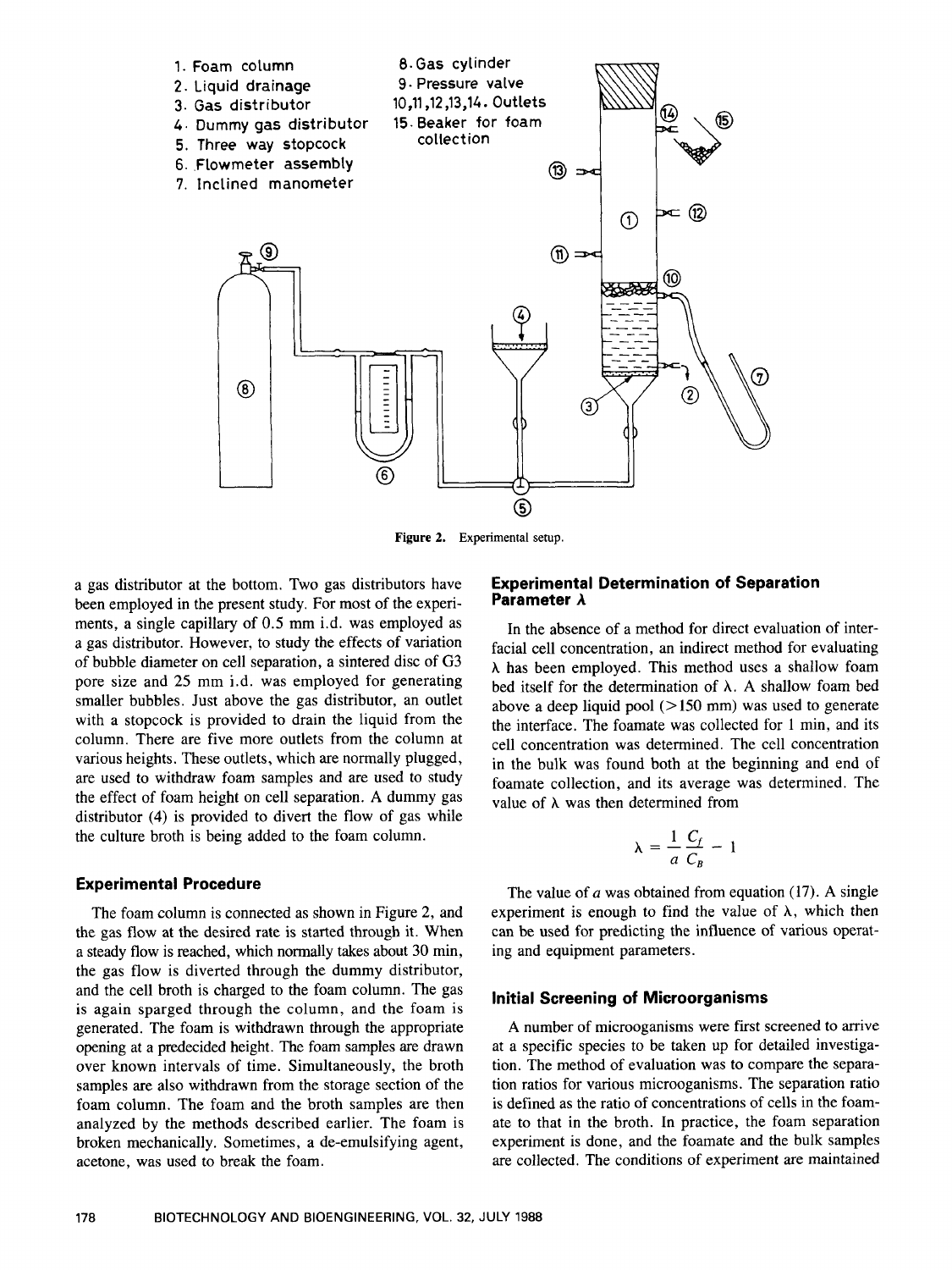1. Foam column
2. Liquid drainage
3. Gas distributor
4. Dummy gas distributor
5. Three way stopcock
6. Flowmeter assembly
7. Inclined manometer
8. Gas cylinder
9. Pressure valve
10, 11, 12, 13, 14. Outlets
15. Beaker for foam collection

**Figure 2.** Experimental setup.

a gas distributor at the bottom. Two gas distributors have been employed in the present study. For most of the experiments, a single capillary of 0.5 mm i.d. was employed as a gas distributor. However, to study the effects of variation of bubble diameter on cell separation, a sintered disc of G3 pore size and 25 mm i.d. was employed for generating smaller bubbles. Just above the gas distributor, an outlet with a stopcock is provided to drain the liquid from the column. There are five more outlets from the column at various heights. These outlets, which are normally plugged, are used to withdraw foam samples and are used to study the effect of foam height on cell separation. A dummy gas distributor (4) is provided to divert the flow of gas while the culture broth is being added to the foam column.

### Experimental Procedure

The foam column is connected as shown in Figure 2, and the gas flow at the desired rate is started through it. When a steady flow is reached, which normally takes about 30 min, the gas flow is diverted through the dummy distributor, and the cell broth is charged to the foam column. The gas is again sparged through the column, and the foam is generated. The foam is withdrawn through the appropriate opening at a predecided height. The foam samples are drawn over known intervals of time. Simultaneously, the broth samples are also withdrawn from the storage section of the foam column. The foam and the broth samples are then analyzed by the methods described earlier. The foam is broken mechanically. Sometimes, a de-emulsifying agent, acetone, was used to break the foam.

### Experimental Determination of Separation Parameter $\lambda$

In the absence of a method for direct evaluation of interfacial cell concentration, an indirect method for evaluating $\lambda$ has been employed. This method uses a shallow foam bed itself for the determination of $\lambda$. A shallow foam bed above a deep liquid pool (>150 mm) was used to generate the interface. The foamate was collected for 1 min, and its cell concentration was determined. The cell concentration in the bulk was found both at the beginning and end of foamate collection, and its average was determined. The value of $\lambda$ was then determined from

$$\lambda = \frac{1}{a} \frac{C_f}{C_B} - 1$$

The value of $a$ was obtained from equation (17). A single experiment is enough to find the value of $\lambda$, which then can be used for predicting the influence of various operating and equipment parameters.

### Initial Screening of Microorganisms

A number of microoganisms were first screened to arrive at a specific species to be taken up for detailed investigation. The method of evaluation was to compare the separation ratios for various microoganisms. The separation ratio is defined as the ratio of concentrations of cells in the foamate to that in the broth. In practice, the foam separation experiment is done, and the foamate and the bulk samples are collected. The conditions of experiment are maintained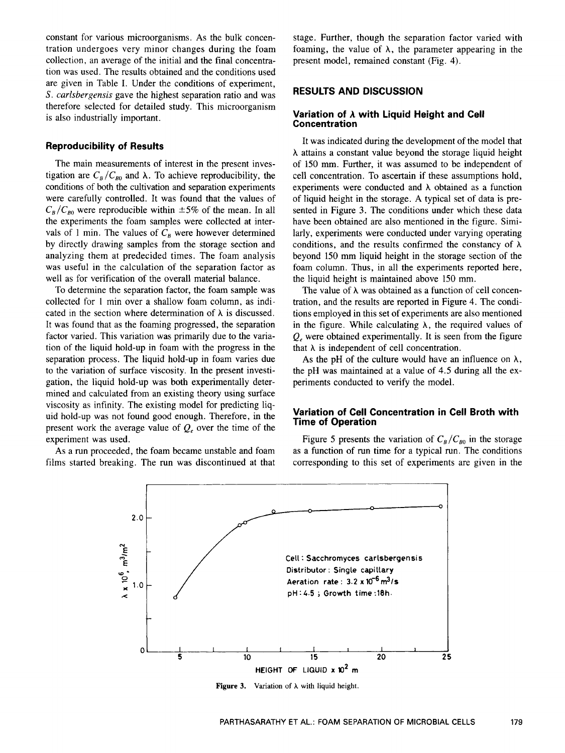constant for various microorganisms. As the bulk concentration undergoes very minor changes during the foam collection, an average of the initial and the final concentration was used. The results obtained and the conditions used are given in Table I. Under the conditions of experiment, *S. carlsbergensis* gave the highest separation ratio and was therefore selected for detailed study. This microorganism is also industrially important.

### Reproducibility of Results

The main measurements of interest in the present investigation are $C_B/C_{B0}$ and $\lambda$. To achieve reproducibility, the conditions of both the cultivation and separation experiments were carefully controlled. It was found that the values of $C_B/C_{B0}$ were reproducible within $\pm 5\%$ of the mean. In all the experiments the foam samples were collected at intervals of 1 min. The values of $C_B$ were however determined by directly drawing samples from the storage section and analyzing them at predecided times. The foam analysis was useful in the calculation of the separation factor as well as for verification of the overall material balance.

To determine the separation factor, the foam sample was collected for 1 min over a shallow foam column, as indicated in the section where determination of $\lambda$ is discussed. It was found that as the foaming progressed, the separation factor varied. This variation was primarily due to the variation of the liquid hold-up in foam with the progress in the separation process. The liquid hold-up in foam varies due to the variation of surface viscosity. In the present investigation, the liquid hold-up was both experimentally determined and calculated from an existing theory using surface viscosity as infinity. The existing model for predicting liquid hold-up was not found good enough. Therefore, in the present work the average value of $Q_e$ over the time of the experiment was used.

As a run proceeded, the foam became unstable and foam films started breaking. The run was discontinued at that stage. Further, though the separation factor varied with foaming, the value of $\lambda$, the parameter appearing in the present model, remained constant (Fig. 4).

## RESULTS AND DISCUSSION

### Variation of $\lambda$ with Liquid Height and Cell Concentration

It was indicated during the development of the model that $\lambda$ attains a constant value beyond the storage liquid height of 150 mm. Further, it was assumed to be independent of cell concentration. To ascertain if these assumptions hold, experiments were conducted and $\lambda$ obtained as a function of liquid height in the storage. A typical set of data is presented in Figure 3. The conditions under which these data have been obtained are also mentioned in the figure. Similarly, experiments were conducted under varying operating conditions, and the results confirmed the constancy of $\lambda$ beyond 150 mm liquid height in the storage section of the foam column. Thus, in all the experiments reported here, the liquid height is maintained above 150 mm.

The value of $\lambda$ was obtained as a function of cell concentration, and the results are reported in Figure 4. The conditions employed in this set of experiments are also mentioned in the figure. While calculating $\lambda$, the required values of $Q_e$ were obtained experimentally. It is seen from the figure that $\lambda$ is independent of cell concentration.

As the pH of the culture would have an influence on $\lambda$, the pH was maintained at a value of 4.5 during all the experiments conducted to verify the model.

### Variation of Cell Concentration in Cell Broth with Time of Operation

Figure 5 presents the variation of $C_B/C_{B0}$ in the storage as a function of run time for a typical run. The conditions corresponding to this set of experiments are given in the

Cell: Sacchromyces carlsbergensis
Distributor: Single capillary
Aeration rate: $3.2 \times 10^{-6}$ $m^3/s$
pH: 4.5 ; Growth time: 18h.

Figure 3. Variation of $\lambda$ with liquid height.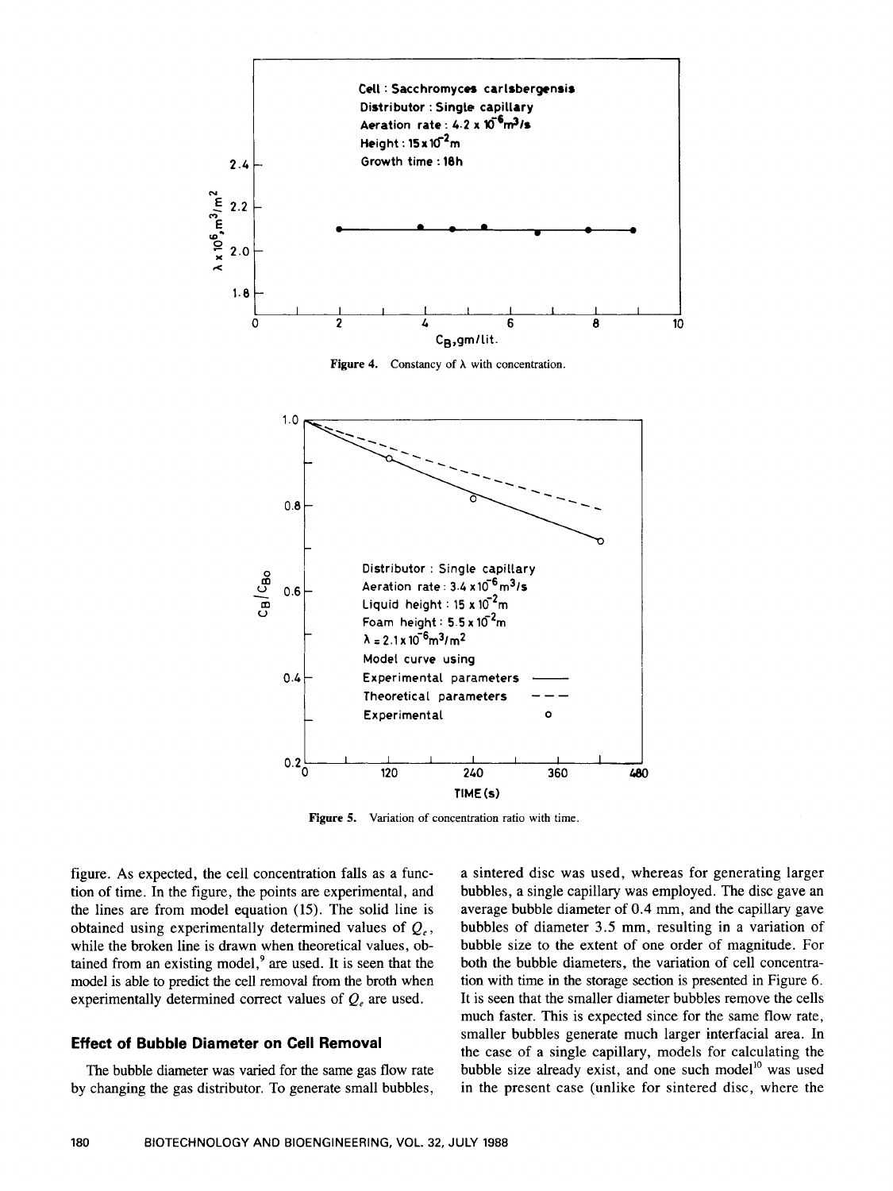Figure 4. Constancy of $\lambda$ with concentration.

Figure 5. Variation of concentration ratio with time.

figure. As expected, the cell concentration falls as a function of time. In the figure, the points are experimental, and the lines are from model equation (15). The solid line is obtained using experimentally determined values of $Q_e$, while the broken line is drawn when theoretical values, obtained from an existing model,[9] are used. It is seen that the model is able to predict the cell removal from the broth when experimentally determined correct values of $Q_e$ are used.

## Effect of Bubble Diameter on Cell Removal

The bubble diameter was varied for the same gas flow rate by changing the gas distributor. To generate small bubbles, a sintered disc was used, whereas for generating larger bubbles, a single capillary was employed. The disc gave an average bubble diameter of 0.4 mm, and the capillary gave bubbles of diameter 3.5 mm, resulting in a variation of bubble size to the extent of one order of magnitude. For both the bubble diameters, the variation of cell concentration with time in the storage section is presented in Figure 6. It is seen that the smaller diameter bubbles remove the cells much faster. This is expected since for the same flow rate, smaller bubbles generate much larger interfacial area. In the case of a single capillary, models for calculating the bubble size already exist, and one such model[10] was used in the present case (unlike for sintered disc, where the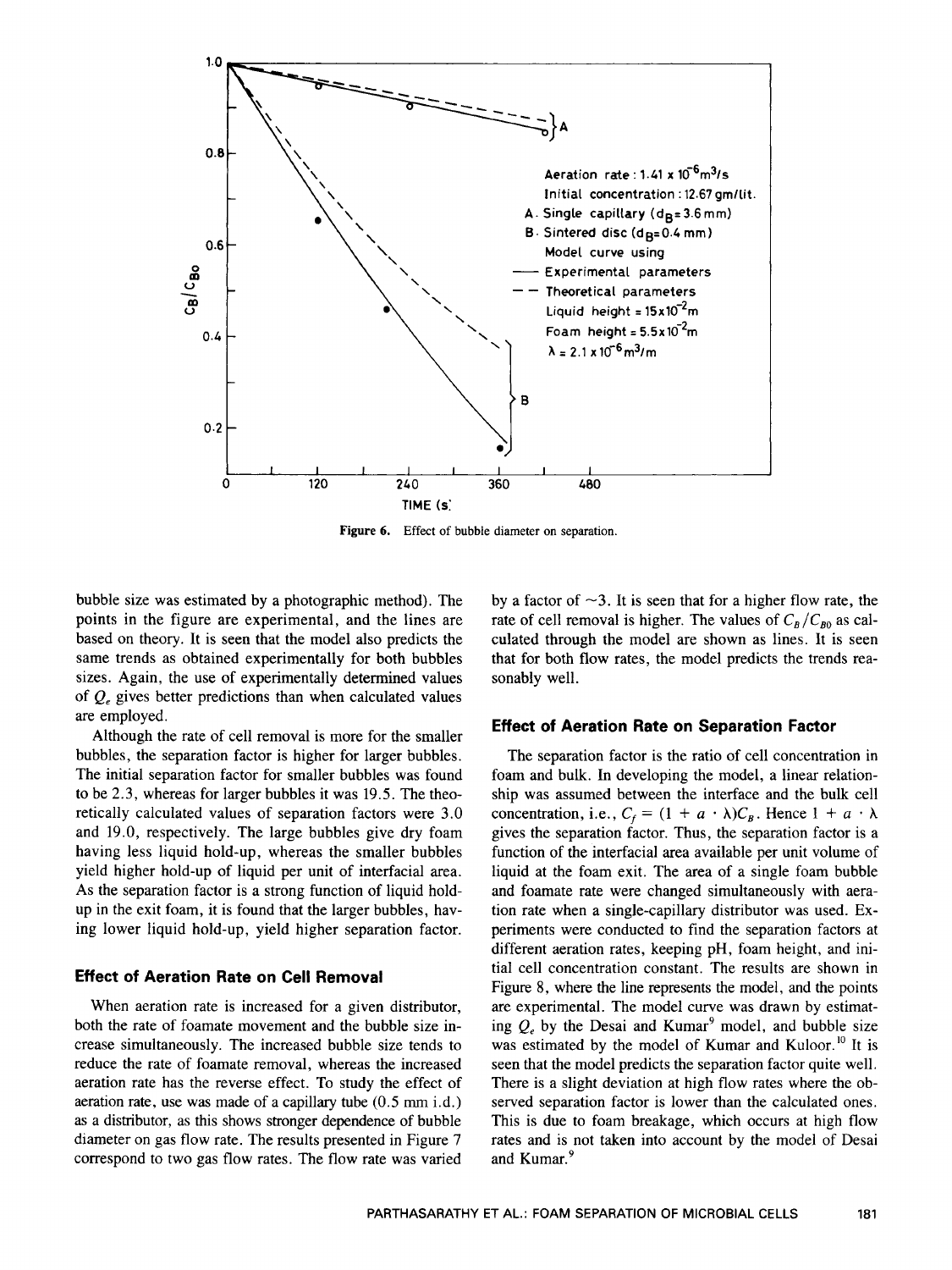Figure 6. Effect of bubble diameter on separation.

bubble size was estimated by a photographic method). The points in the figure are experimental, and the lines are based on theory. It is seen that the model also predicts the same trends as obtained experimentally for both bubbles sizes. Again, the use of experimentally determined values of $Q_e$ gives better predictions than when calculated values are employed.

Although the rate of cell removal is more for the smaller bubbles, the separation factor is higher for larger bubbles. The initial separation factor for smaller bubbles was found to be 2.3, whereas for larger bubbles it was 19.5. The theoretically calculated values of separation factors were 3.0 and 19.0, respectively. The large bubbles give dry foam having less liquid hold-up, whereas the smaller bubbles yield higher hold-up of liquid per unit of interfacial area. As the separation factor is a strong function of liquid hold-up in the exit foam, it is found that the larger bubbles, having lower liquid hold-up, yield higher separation factor.

## Effect of Aeration Rate on Cell Removal

When aeration rate is increased for a given distributor, both the rate of foamate movement and the bubble size increase simultaneously. The increased bubble size tends to reduce the rate of foamate removal, whereas the increased aeration rate has the reverse effect. To study the effect of aeration rate, use was made of a capillary tube (0.5 mm i.d.) as a distributor, as this shows stronger dependence of bubble diameter on gas flow rate. The results presented in Figure 7 correspond to two gas flow rates. The flow rate was varied by a factor of ~3. It is seen that for a higher flow rate, the rate of cell removal is higher. The values of $C_B/C_{B0}$ as calculated through the model are shown as lines. It is seen that for both flow rates, the model predicts the trends reasonably well.

## Effect of Aeration Rate on Separation Factor

The separation factor is the ratio of cell concentration in foam and bulk. In developing the model, a linear relationship was assumed between the interface and the bulk cell concentration, i.e., $C_f = (1 + a \cdot \lambda)C_B$. Hence $1 + a \cdot \lambda$ gives the separation factor. Thus, the separation factor is a function of the interfacial area available per unit volume of liquid at the foam exit. The area of a single foam bubble and foamate rate were changed simultaneously with aeration rate when a single-capillary distributor was used. Experiments were conducted to find the separation factors at different aeration rates, keeping pH, foam height, and initial cell concentration constant. The results are shown in Figure 8, where the line represents the model, and the points are experimental. The model curve was drawn by estimating $Q_e$ by the Desai and Kumar[9] model, and bubble size was estimated by the model of Kumar and Kuloor.[10] It is seen that the model predicts the separation factor quite well. There is a slight deviation at high flow rates where the observed separation factor is lower than the calculated ones. This is due to foam breakage, which occurs at high flow rates and is not taken into account by the model of Desai and Kumar.[9]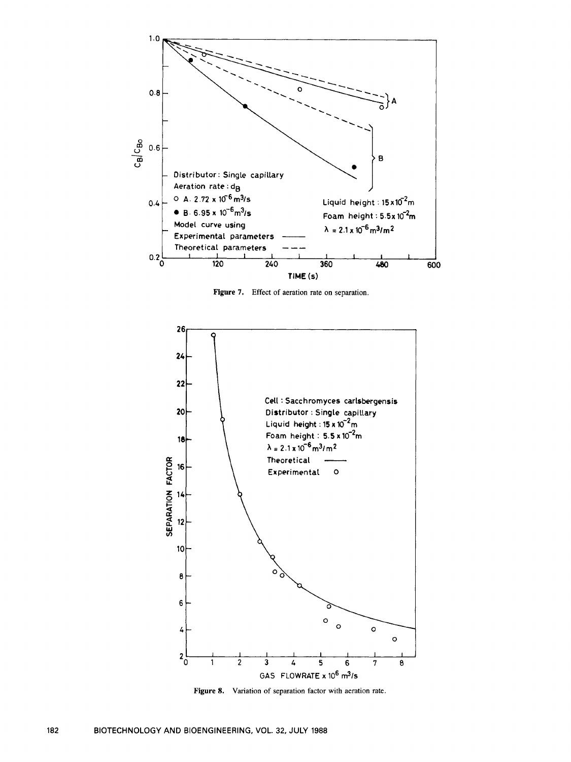Figure 7. Effect of aeration rate on separation.

Figure 8. Variation of separation factor with aeration rate.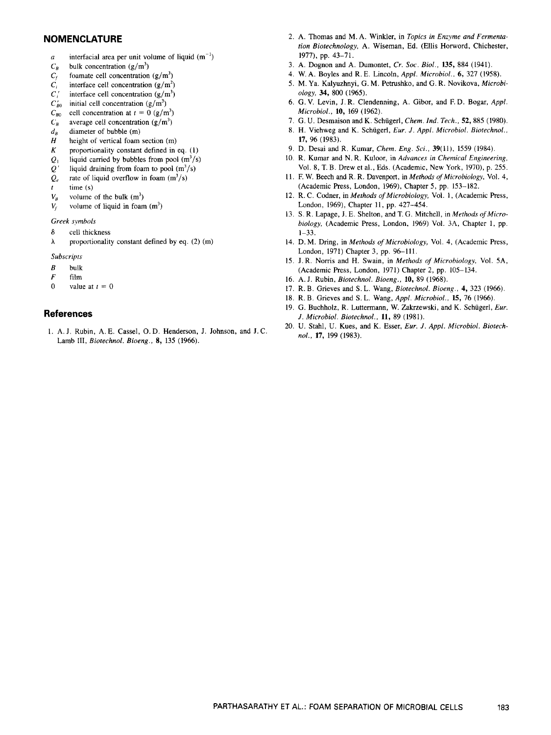## NOMENCLATURE

- $a$ interfacial area per unit volume of liquid ($m^{-1}$)
- $C_B$ bulk concentration ($g/m^3$)
- $C_f$ foamate cell concentration ($g/m^3$)
- $C_i$ interface cell concentration ($g/m^2$)
- $C_i'$ interface cell concentration ($g/m^3$)
- $C_{B0}'$ initial cell concentration ($g/m^3$)
- $C_{B0}$ cell concentration at $t = 0$ ($g/m^3$)
- $\bar{C}_B$ average cell concentration ($g/m^3$)
- $d_B$ diameter of bubble (m)
- $H$ height of vertical foam section (m)
- $K$ proportionality constant defined in eq. (1)
- $Q_1$ liquid carried by bubbles from pool ($m^3/s$)
- $Q'$ liquid draining from foam to pool ($m^3/s$)
- $Q_e$ rate of liquid overflow in foam ($m^3/s$)
- $t$ time (s)
- $V_B$ volume of the bulk ($m^3$)
- $V_f$ volume of liquid in foam ($m^3$)

*Greek symbols*

- $\delta$ cell thickness
- $\lambda$ proportionality constant defined by eq. (2) (m)

*Subscripts*

- $B$ bulk
- $F$ film
- 0 value at $t = 0$

## References

1. A. J. Rubin, A. E. Cassel, O. D. Henderson, J. Johnson, and J. C. Lamb III, *Biotechnol. Bioeng.*, **8**, 135 (1966).
2. A. Thomas and M. A. Winkler, in *Topics in Enzyme and Fermentation Biotechnology*, A. Wiseman, Ed. (Ellis Horword, Chichester, 1977), pp. 43–71.
3. A. Dognon and A. Dumontet, *Cr. Soc. Biol.*, **135**, 884 (1941).
4. W. A. Boyles and R. E. Lincoln, *Appl. Microbiol.*, **6**, 327 (1958).
5. M. Ya. Kalyuzhnyi, G. M. Petrushko, and G. R. Novikova, *Microbiology*, **34**, 800 (1965).
6. G. V. Levin, J. R. Clendenning, A. Gibor, and F. D. Bogar, *Appl. Microbiol.*, **10**, 169 (1962).
7. G. U. Desmaison and K. Schügerl, *Chem. Ind. Tech.*, **52**, 885 (1980).
8. H. Viehweg and K. Schügerl, *Eur. J. Appl. Microbiol. Biotechnol.*, **17**, 96 (1983).
9. D. Desai and R. Kumar, *Chem. Eng. Sci.*, **39**(11), 1559 (1984).
10. R. Kumar and N. R. Kuloor, in *Advances in Chemical Engineering*, Vol. 8, T. B. Drew et al., Eds. (Academic, New York, 1970), p. 255.
11. F. W. Beech and R. R. Davenport, in *Methods of Microbiology*, Vol. 4, (Academic Press, London, 1969), Chapter 5, pp. 153–182.
12. R. C. Codner, in *Methods of Microbiology*, Vol. 1, (Academic Press, London, 1969), Chapter 11, pp. 427–454.
13. S. R. Lapage, J. E. Shelton, and T. G. Mitchell, in *Methods of Microbiology*, (Academic Press, London, 1969) Vol. 3A, Chapter 1, pp. 1–33.
14. D. M. Dring, in *Methods of Microbiology*, Vol. 4, (Academic Press, London, 1971) Chapter 3, pp. 96–111.
15. J. R. Norris and H. Swain, in *Methods of Microbiology*, Vol. 5A, (Academic Press, London, 1971) Chapter 2, pp. 105–134.
16. A. J. Rubin, *Biotechnol. Bioeng.*, **10**, 89 (1968).
17. R. B. Grieves and S. L. Wang, *Biotechnol. Bioeng.*, **4**, 323 (1966).
18. R. B. Grieves and S. L. Wang, *Appl. Microbiol.*, **15**, 76 (1966).
19. G. Buchholz, R. Luttermann, W. Zakrzewski, and K. Schügerl, *Eur. J. Microbiol. Biotechnol.*, **11**, 89 (1981).
20. U. Stahl, U. Kues, and K. Esser, *Eur. J. Appl. Microbiol. Biotechnol.*, **17**, 199 (1983).